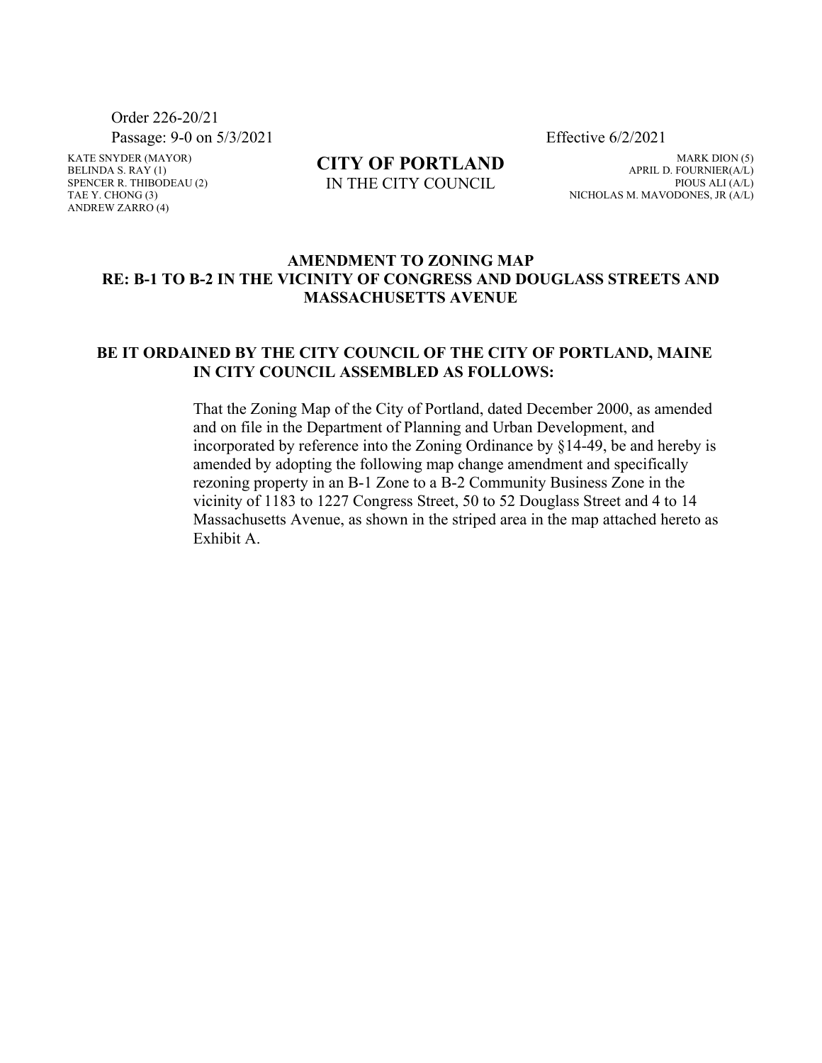Order 226-20/21

Passage: 9-0 on 5/3/2021 | Effective 6/2/2021

KATE SNYDER (MAYOR)
BELINDA S. RAY (1)
SPENCER R. THIBODEAU (2)
TAE Y. CHONG (3)
ANDREW ZARRO (4)

**CITY OF PORTLAND**
IN THE CITY COUNCIL

MARK DION (5)
APRIL D. FOURNIER(A/L)
PIOUS ALI (A/L)
NICHOLAS M. MAVODONES, JR (A/L)

**AMENDMENT TO ZONING MAP**
**RE: B-1 TO B-2 IN THE VICINITY OF CONGRESS AND DOUGLASS STREETS AND MASSACHUSETTS AVENUE**

**BE IT ORDAINED BY THE CITY COUNCIL OF THE CITY OF PORTLAND, MAINE IN CITY COUNCIL ASSEMBLED AS FOLLOWS:**

That the Zoning Map of the City of Portland, dated December 2000, as amended and on file in the Department of Planning and Urban Development, and incorporated by reference into the Zoning Ordinance by §14-49, be and hereby is amended by adopting the following map change amendment and specifically rezoning property in an B-1 Zone to a B-2 Community Business Zone in the vicinity of 1183 to 1227 Congress Street, 50 to 52 Douglass Street and 4 to 14 Massachusetts Avenue, as shown in the striped area in the map attached hereto as Exhibit A.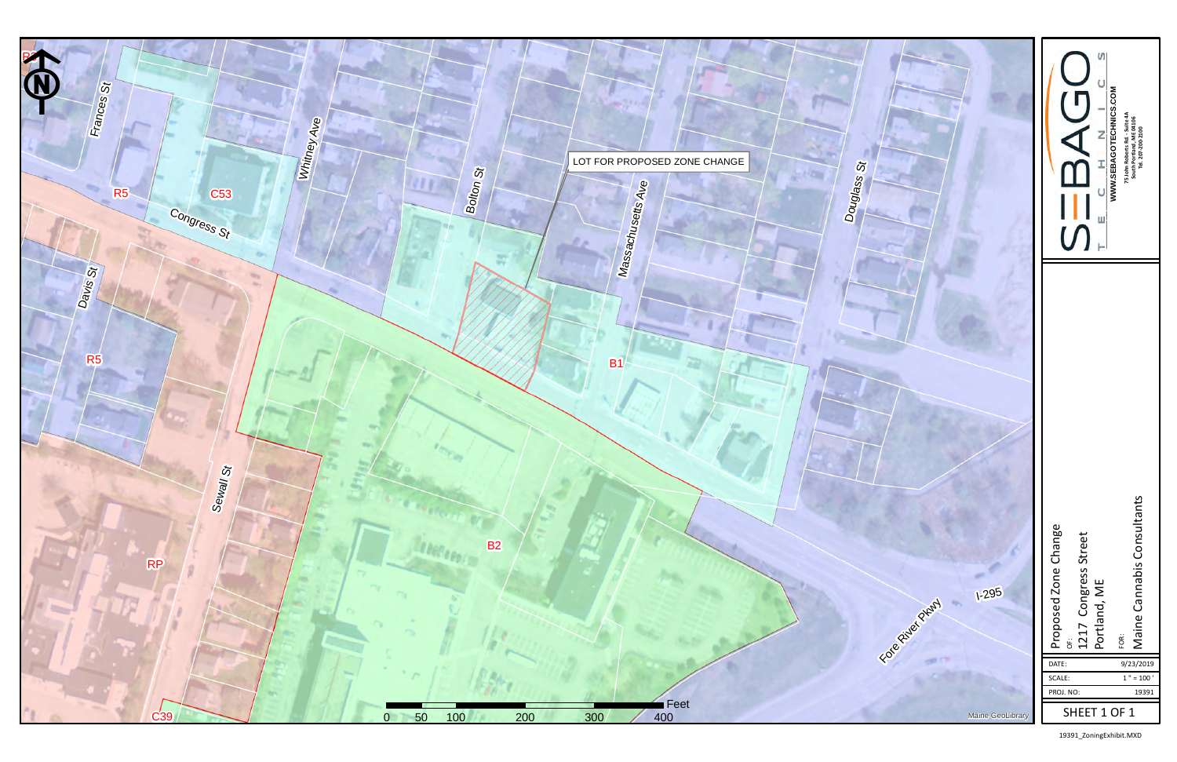LOT FOR PROPOSED ZONE CHANGE

R5

C53

R5

B1

B2

RP

C39

Frances St

Congress St

Whitney Ave

Bolton St

Massachusetts Ave

Douglass St

Davis St

Sewall St

Fore River Pkwy

I-295

0 50 100 200 300 400 Feet

Maine GeoLibrary

SEBAGO TECHNICS

WWW.SEBAGOTECHNICS.COM

75 John Roberts Rd - Suite 4A
South Portland, ME 04106
Tel. 207-200-2100

Proposed Zone Change

OF:
1217 Congress Street
Portland, ME

FOR:
Maine Cannabis Consultants

| | |
|---|---|
| DATE: | 9/23/2019 |
| SCALE: | 1 " = 100 ' |
| PROJ. NO: | 19391 |

SHEET 1 OF 1

19391_ZoningExhibit.MXD